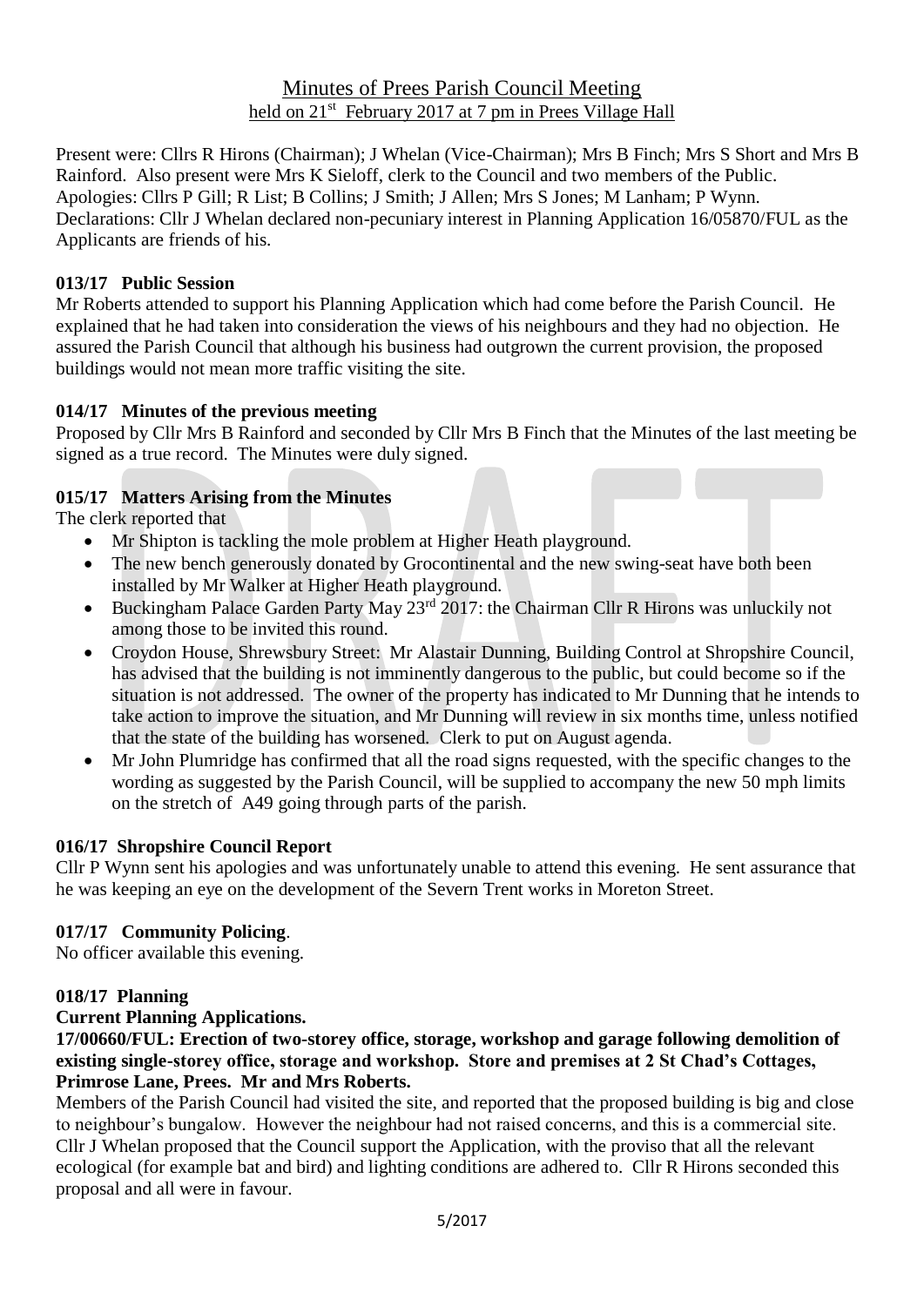# Minutes of Prees Parish Council Meeting

## held on 21st February 2017 at 7 pm in Prees Village Hall

Present were: Cllrs R Hirons (Chairman); J Whelan (Vice-Chairman); Mrs B Finch; Mrs S Short and Mrs B Rainford. Also present were Mrs K Sieloff, clerk to the Council and two members of the Public.
Apologies: Cllrs P Gill; R List; B Collins; J Smith; J Allen; Mrs S Jones; M Lanham; P Wynn.
Declarations: Cllr J Whelan declared non-pecuniary interest in Planning Application 16/05870/FUL as the Applicants are friends of his.

### 013/17 Public Session

Mr Roberts attended to support his Planning Application which had come before the Parish Council. He explained that he had taken into consideration the views of his neighbours and they had no objection. He assured the Parish Council that although his business had outgrown the current provision, the proposed buildings would not mean more traffic visiting the site.

### 014/17 Minutes of the previous meeting

Proposed by Cllr Mrs B Rainford and seconded by Cllr Mrs B Finch that the Minutes of the last meeting be signed as a true record. The Minutes were duly signed.

### 015/17 Matters Arising from the Minutes

The clerk reported that

- Mr Shipton is tackling the mole problem at Higher Heath playground.
- The new bench generously donated by Grocontinental and the new swing-seat have both been installed by Mr Walker at Higher Heath playground.
- Buckingham Palace Garden Party May 23rd 2017: the Chairman Cllr R Hirons was unluckily not among those to be invited this round.
- Croydon House, Shrewsbury Street: Mr Alastair Dunning, Building Control at Shropshire Council, has advised that the building is not imminently dangerous to the public, but could become so if the situation is not addressed. The owner of the property has indicated to Mr Dunning that he intends to take action to improve the situation, and Mr Dunning will review in six months time, unless notified that the state of the building has worsened. Clerk to put on August agenda.
- Mr John Plumridge has confirmed that all the road signs requested, with the specific changes to the wording as suggested by the Parish Council, will be supplied to accompany the new 50 mph limits on the stretch of A49 going through parts of the parish.

### 016/17 Shropshire Council Report

Cllr P Wynn sent his apologies and was unfortunately unable to attend this evening. He sent assurance that he was keeping an eye on the development of the Severn Trent works in Moreton Street.

### 017/17 Community Policing.

No officer available this evening.

### 018/17 Planning

**Current Planning Applications.**

**17/00660/FUL: Erection of two-storey office, storage, workshop and garage following demolition of existing single-storey office, storage and workshop. Store and premises at 2 St Chad's Cottages, Primrose Lane, Prees. Mr and Mrs Roberts.**

Members of the Parish Council had visited the site, and reported that the proposed building is big and close to neighbour's bungalow. However the neighbour had not raised concerns, and this is a commercial site. Cllr J Whelan proposed that the Council support the Application, with the proviso that all the relevant ecological (for example bat and bird) and lighting conditions are adhered to. Cllr R Hirons seconded this proposal and all were in favour.

5/2017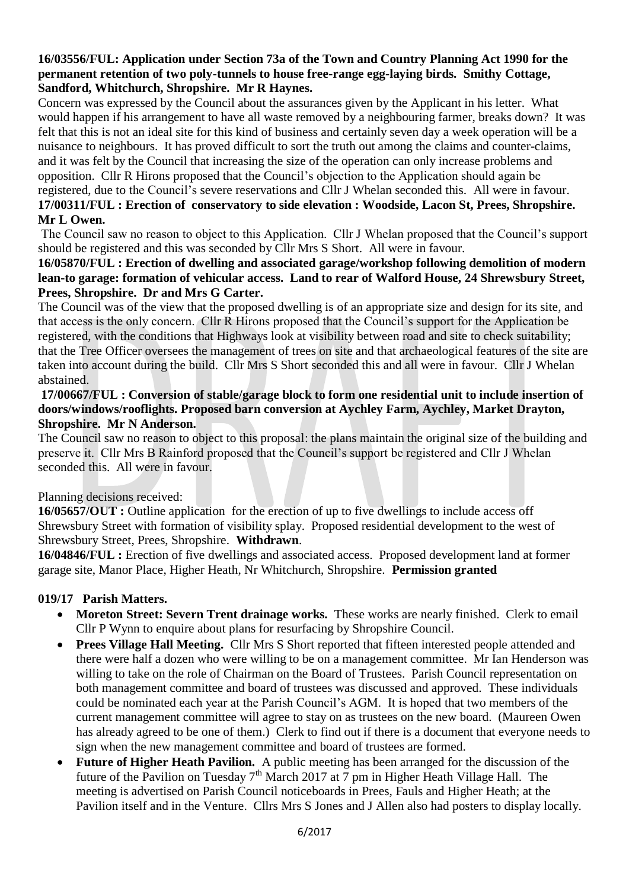**16/03556/FUL: Application under Section 73a of the Town and Country Planning Act 1990 for the permanent retention of two poly-tunnels to house free-range egg-laying birds. Smithy Cottage, Sandford, Whitchurch, Shropshire. Mr R Haynes.**

Concern was expressed by the Council about the assurances given by the Applicant in his letter. What would happen if his arrangement to have all waste removed by a neighbouring farmer, breaks down? It was felt that this is not an ideal site for this kind of business and certainly seven day a week operation will be a nuisance to neighbours. It has proved difficult to sort the truth out among the claims and counter-claims, and it was felt by the Council that increasing the size of the operation can only increase problems and opposition. Cllr R Hirons proposed that the Council's objection to the Application should again be registered, due to the Council's severe reservations and Cllr J Whelan seconded this. All were in favour.

**17/00311/FUL : Erection of conservatory to side elevation : Woodside, Lacon St, Prees, Shropshire. Mr L Owen.**

The Council saw no reason to object to this Application. Cllr J Whelan proposed that the Council's support should be registered and this was seconded by Cllr Mrs S Short. All were in favour.

**16/05870/FUL : Erection of dwelling and associated garage/workshop following demolition of modern lean-to garage: formation of vehicular access. Land to rear of Walford House, 24 Shrewsbury Street, Prees, Shropshire. Dr and Mrs G Carter.**

The Council was of the view that the proposed dwelling is of an appropriate size and design for its site, and that access is the only concern. Cllr R Hirons proposed that the Council's support for the Application be registered, with the conditions that Highways look at visibility between road and site to check suitability; that the Tree Officer oversees the management of trees on site and that archaeological features of the site are taken into account during the build. Cllr Mrs S Short seconded this and all were in favour. Cllr J Whelan abstained.

**17/00667/FUL : Conversion of stable/garage block to form one residential unit to include insertion of doors/windows/rooflights. Proposed barn conversion at Aychley Farm, Aychley, Market Drayton, Shropshire. Mr N Anderson.**

The Council saw no reason to object to this proposal: the plans maintain the original size of the building and preserve it. Cllr Mrs B Rainford proposed that the Council's support be registered and Cllr J Whelan seconded this. All were in favour.

Planning decisions received:

**16/05657/OUT :** Outline application for the erection of up to five dwellings to include access off Shrewsbury Street with formation of visibility splay. Proposed residential development to the west of Shrewsbury Street, Prees, Shropshire. **Withdrawn**.

**16/04846/FUL :** Erection of five dwellings and associated access. Proposed development land at former garage site, Manor Place, Higher Heath, Nr Whitchurch, Shropshire. **Permission granted**

**019/17 Parish Matters.**

- **Moreton Street: Severn Trent drainage works.** These works are nearly finished. Clerk to email Cllr P Wynn to enquire about plans for resurfacing by Shropshire Council.
- **Prees Village Hall Meeting.** Cllr Mrs S Short reported that fifteen interested people attended and there were half a dozen who were willing to be on a management committee. Mr Ian Henderson was willing to take on the role of Chairman on the Board of Trustees. Parish Council representation on both management committee and board of trustees was discussed and approved. These individuals could be nominated each year at the Parish Council's AGM. It is hoped that two members of the current management committee will agree to stay on as trustees on the new board. (Maureen Owen has already agreed to be one of them.) Clerk to find out if there is a document that everyone needs to sign when the new management committee and board of trustees are formed.
- **Future of Higher Heath Pavilion.** A public meeting has been arranged for the discussion of the future of the Pavilion on Tuesday 7th March 2017 at 7 pm in Higher Heath Village Hall. The meeting is advertised on Parish Council noticeboards in Prees, Fauls and Higher Heath; at the Pavilion itself and in the Venture. Cllrs Mrs S Jones and J Allen also had posters to display locally.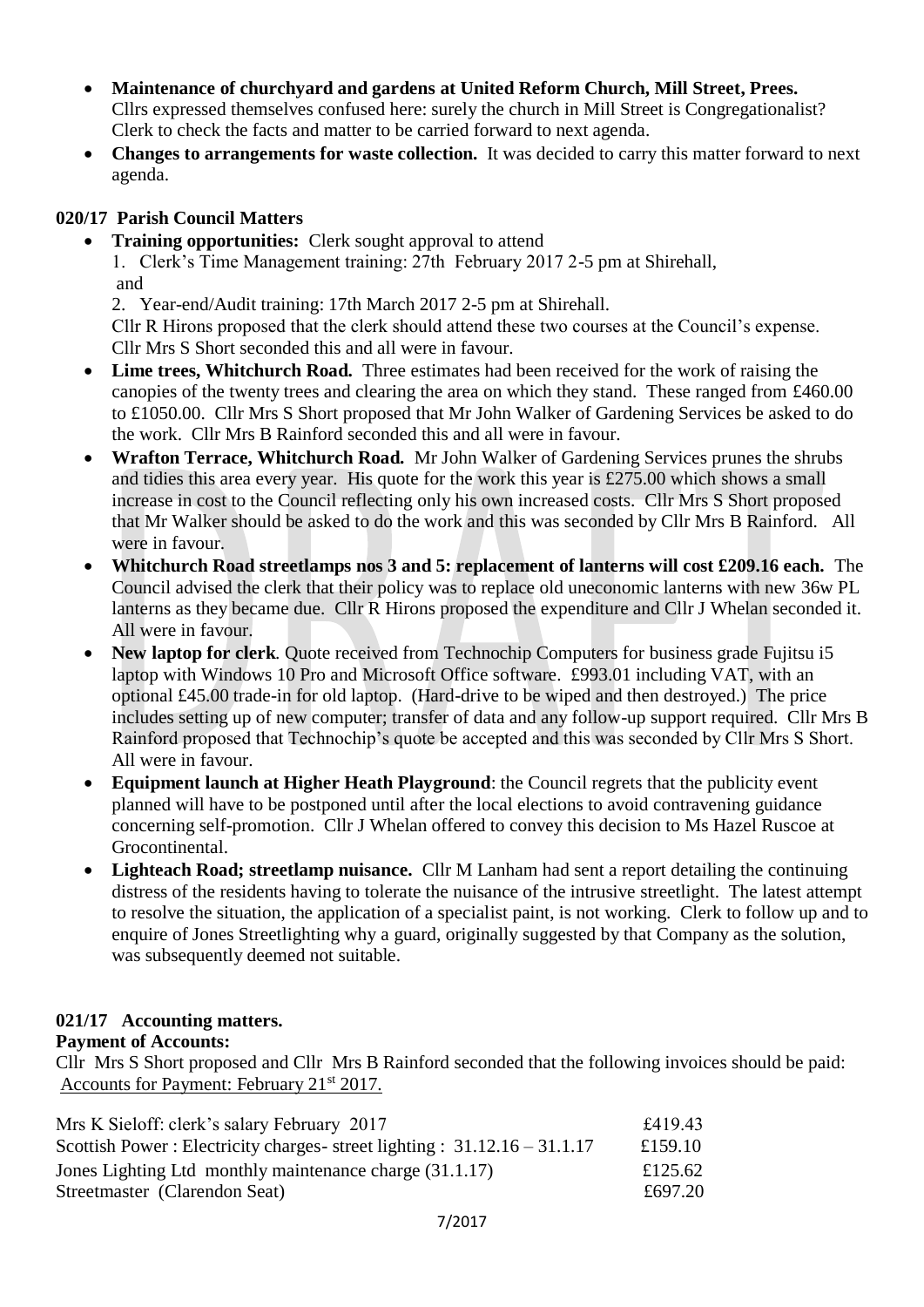- **Maintenance of churchyard and gardens at United Reform Church, Mill Street, Prees.** Cllrs expressed themselves confused here: surely the church in Mill Street is Congregationalist? Clerk to check the facts and matter to be carried forward to next agenda.
- **Changes to arrangements for waste collection.** It was decided to carry this matter forward to next agenda.

### 020/17 Parish Council Matters

- **Training opportunities:** Clerk sought approval to attend
  1. Clerk's Time Management training: 27th February 2017 2-5 pm at Shirehall, and
  2. Year-end/Audit training: 17th March 2017 2-5 pm at Shirehall.

  Cllr R Hirons proposed that the clerk should attend these two courses at the Council's expense. Cllr Mrs S Short seconded this and all were in favour.
- **Lime trees, Whitchurch Road.** Three estimates had been received for the work of raising the canopies of the twenty trees and clearing the area on which they stand. These ranged from £460.00 to £1050.00. Cllr Mrs S Short proposed that Mr John Walker of Gardening Services be asked to do the work. Cllr Mrs B Rainford seconded this and all were in favour.
- **Wrafton Terrace, Whitchurch Road.** Mr John Walker of Gardening Services prunes the shrubs and tidies this area every year. His quote for the work this year is £275.00 which shows a small increase in cost to the Council reflecting only his own increased costs. Cllr Mrs S Short proposed that Mr Walker should be asked to do the work and this was seconded by Cllr Mrs B Rainford. All were in favour.
- **Whitchurch Road streetlamps nos 3 and 5: replacement of lanterns will cost £209.16 each.** The Council advised the clerk that their policy was to replace old uneconomic lanterns with new 36w PL lanterns as they became due. Cllr R Hirons proposed the expenditure and Cllr J Whelan seconded it. All were in favour.
- **New laptop for clerk**. Quote received from Technochip Computers for business grade Fujitsu i5 laptop with Windows 10 Pro and Microsoft Office software. £993.01 including VAT, with an optional £45.00 trade-in for old laptop. (Hard-drive to be wiped and then destroyed.) The price includes setting up of new computer; transfer of data and any follow-up support required. Cllr Mrs B Rainford proposed that Technochip's quote be accepted and this was seconded by Cllr Mrs S Short. All were in favour.
- **Equipment launch at Higher Heath Playground**: the Council regrets that the publicity event planned will have to be postponed until after the local elections to avoid contravening guidance concerning self-promotion. Cllr J Whelan offered to convey this decision to Ms Hazel Ruscoe at Grocontinental.
- **Lighteach Road; streetlamp nuisance.** Cllr M Lanham had sent a report detailing the continuing distress of the residents having to tolerate the nuisance of the intrusive streetlight. The latest attempt to resolve the situation, the application of a specialist paint, is not working. Clerk to follow up and to enquire of Jones Streetlighting why a guard, originally suggested by that Company as the solution, was subsequently deemed not suitable.

### 021/17 Accounting matters.

**Payment of Accounts:**

Cllr Mrs S Short proposed and Cllr Mrs B Rainford seconded that the following invoices should be paid:
Accounts for Payment: February 21st 2017.

| | |
|---|---|
| Mrs K Sieloff: clerk's salary February 2017 | £419.43 |
| Scottish Power : Electricity charges- street lighting : 31.12.16 – 31.1.17 | £159.10 |
| Jones Lighting Ltd monthly maintenance charge (31.1.17) | £125.62 |
| Streetmaster (Clarendon Seat) | £697.20 |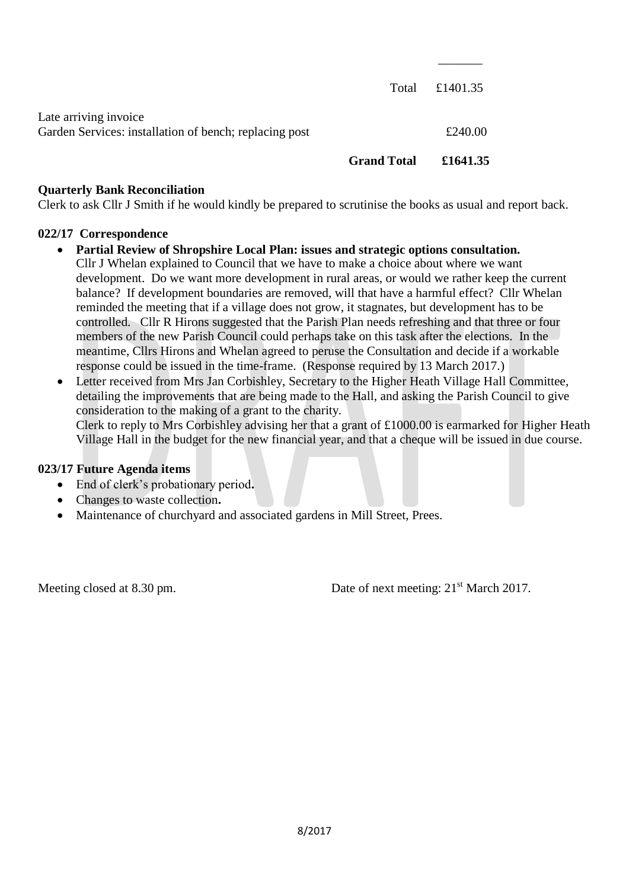| | |
|---|---|
| Total | £1401.35 |
| Late arriving invoice | |
| Garden Services: installation of bench; replacing post | £240.00 |
| **Grand Total** | **£1641.35** |

**Quarterly Bank Reconciliation**

Clerk to ask Cllr J Smith if he would kindly be prepared to scrutinise the books as usual and report back.

**022/17 Correspondence**

- **Partial Review of Shropshire Local Plan: issues and strategic options consultation.**
  Cllr J Whelan explained to Council that we have to make a choice about where we want development. Do we want more development in rural areas, or would we rather keep the current balance? If development boundaries are removed, will that have a harmful effect? Cllr Whelan reminded the meeting that if a village does not grow, it stagnates, but development has to be controlled. Cllr R Hirons suggested that the Parish Plan needs refreshing and that three or four members of the new Parish Council could perhaps take on this task after the elections. In the meantime, Cllrs Hirons and Whelan agreed to peruse the Consultation and decide if a workable response could be issued in the time-frame. (Response required by 13 March 2017.)
- Letter received from Mrs Jan Corbishley, Secretary to the Higher Heath Village Hall Committee, detailing the improvements that are being made to the Hall, and asking the Parish Council to give consideration to the making of a grant to the charity.
  Clerk to reply to Mrs Corbishley advising her that a grant of £1000.00 is earmarked for Higher Heath Village Hall in the budget for the new financial year, and that a cheque will be issued in due course.

**023/17 Future Agenda items**

- End of clerk's probationary period.
- Changes to waste collection.
- Maintenance of churchyard and associated gardens in Mill Street, Prees.

Meeting closed at 8.30 pm.

Date of next meeting: 21st March 2017.